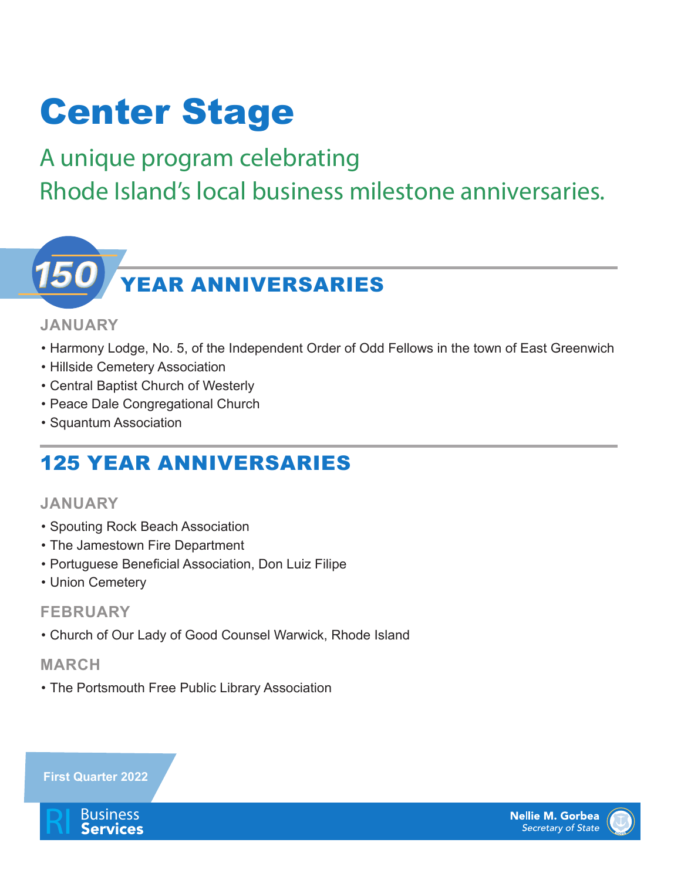# Center Stage

## A unique program celebrating Rhode Island's local business milestone anniversaries.

## 150 YEAR ANNIVERSARIES

### JANUARY

- Harmony Lodge, No. 5, of the Independent Order of Odd Fellows in the town of East Greenwich
- Hillside Cemetery Association
- Central Baptist Church of Westerly
- Peace Dale Congregational Church
- Squantum Association

## 125 YEAR ANNIVERSARIES

### JANUARY

- Spouting Rock Beach Association
- The Jamestown Fire Department
- Portuguese Beneficial Association, Don Luiz Filipe
- Union Cemetery

### FEBRUARY

- Church of Our Lady of Good Counsel Warwick, Rhode Island

### MARCH

- The Portsmouth Free Public Library Association

First Quarter 2022

RI Business Services

Nellie M. Gorbea
*Secretary of State*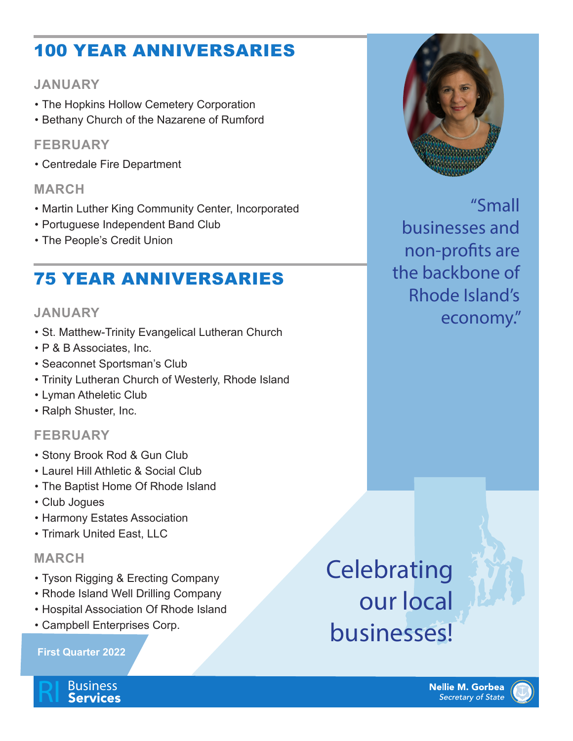## 100 YEAR ANNIVERSARIES

### JANUARY

- The Hopkins Hollow Cemetery Corporation
- Bethany Church of the Nazarene of Rumford

### FEBRUARY

- Centredale Fire Department

### MARCH

- Martin Luther King Community Center, Incorporated
- Portuguese Independent Band Club
- The People's Credit Union

## 75 YEAR ANNIVERSARIES

### JANUARY

- St. Matthew-Trinity Evangelical Lutheran Church
- P & B Associates, Inc.
- Seaconnet Sportsman's Club
- Trinity Lutheran Church of Westerly, Rhode Island
- Lyman Atheletic Club
- Ralph Shuster, Inc.

### FEBRUARY

- Stony Brook Rod & Gun Club
- Laurel Hill Athletic & Social Club
- The Baptist Home Of Rhode Island
- Club Jogues
- Harmony Estates Association
- Trimark United East, LLC

### MARCH

- Tyson Rigging & Erecting Company
- Rhode Island Well Drilling Company
- Hospital Association Of Rhode Island
- Campbell Enterprises Corp.

"Small businesses and non-profits are the backbone of Rhode Island's economy."

Celebrating our local businesses!

First Quarter 2022

RI Business Services

**Nellie M. Gorbea**
*Secretary of State*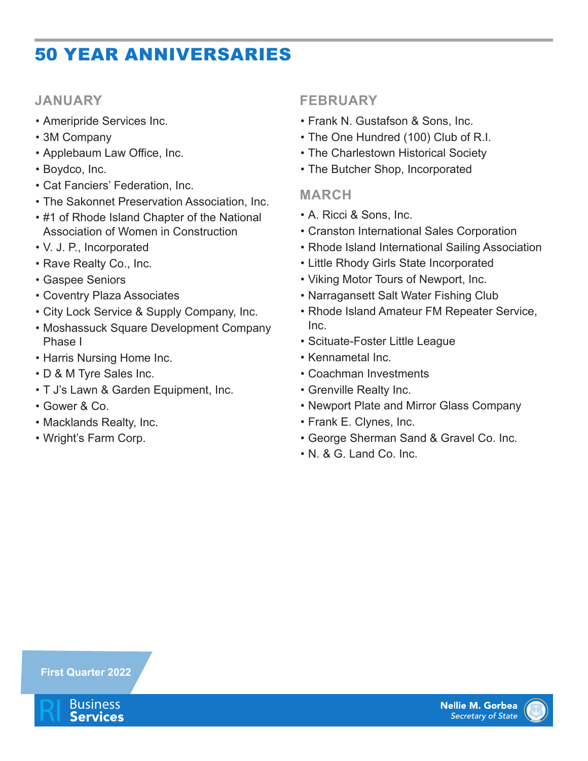# 50 YEAR ANNIVERSARIES

## JANUARY

- Ameripride Services Inc.
- 3M Company
- Applebaum Law Office, Inc.
- Boydco, Inc.
- Cat Fanciers' Federation, Inc.
- The Sakonnet Preservation Association, Inc.
- #1 of Rhode Island Chapter of the National Association of Women in Construction
- V. J. P., Incorporated
- Rave Realty Co., Inc.
- Gaspee Seniors
- Coventry Plaza Associates
- City Lock Service & Supply Company, Inc.
- Moshassuck Square Development Company Phase I
- Harris Nursing Home Inc.
- D & M Tyre Sales Inc.
- T J's Lawn & Garden Equipment, Inc.
- Gower & Co.
- Macklands Realty, Inc.
- Wright's Farm Corp.

## FEBRUARY

- Frank N. Gustafson & Sons, Inc.
- The One Hundred (100) Club of R.I.
- The Charlestown Historical Society
- The Butcher Shop, Incorporated

## MARCH

- A. Ricci & Sons, Inc.
- Cranston International Sales Corporation
- Rhode Island International Sailing Association
- Little Rhody Girls State Incorporated
- Viking Motor Tours of Newport, Inc.
- Narragansett Salt Water Fishing Club
- Rhode Island Amateur FM Repeater Service, Inc.
- Scituate-Foster Little League
- Kennametal Inc.
- Coachman Investments
- Grenville Realty Inc.
- Newport Plate and Mirror Glass Company
- Frank E. Clynes, Inc.
- George Sherman Sand & Gravel Co. Inc.
- N. & G. Land Co. Inc.